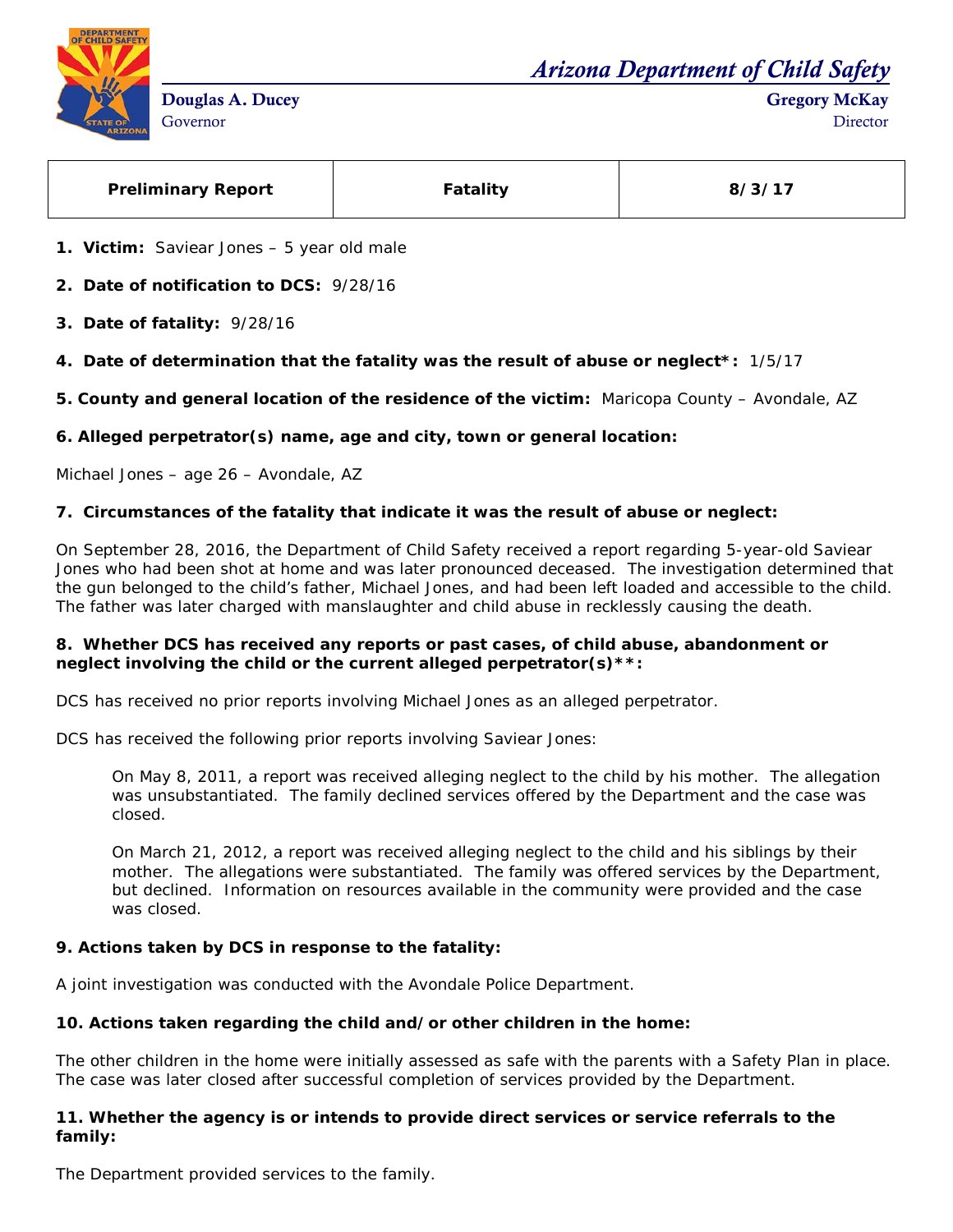# Arizona Department of Child Safety

**Douglas A. Ducey**
Governor

**Gregory McKay**
Director

| Preliminary Report | Fatality | 8/3/17 |
|---|---|---|

1. **Victim:** Saviear Jones – 5 year old male

2. **Date of notification to DCS:** 9/28/16

3. **Date of fatality:** 9/28/16

4. **Date of determination that the fatality was the result of abuse or neglect*:** 1/5/17

5. **County and general location of the residence of the victim:** Maricopa County – Avondale, AZ

6. **Alleged perpetrator(s) name, age and city, town or general location:**

Michael Jones – age 26 – Avondale, AZ

7. **Circumstances of the fatality that indicate it was the result of abuse or neglect:**

On September 28, 2016, the Department of Child Safety received a report regarding 5-year-old Saviear Jones who had been shot at home and was later pronounced deceased. The investigation determined that the gun belonged to the child's father, Michael Jones, and had been left loaded and accessible to the child. The father was later charged with manslaughter and child abuse in recklessly causing the death.

8. **Whether DCS has received any reports or past cases, of child abuse, abandonment or neglect involving the child or the current alleged perpetrator(s)**:**

DCS has received no prior reports involving Michael Jones as an alleged perpetrator.

DCS has received the following prior reports involving Saviear Jones:

> On May 8, 2011, a report was received alleging neglect to the child by his mother. The allegation was unsubstantiated. The family declined services offered by the Department and the case was closed.
>
> On March 21, 2012, a report was received alleging neglect to the child and his siblings by their mother. The allegations were substantiated. The family was offered services by the Department, but declined. Information on resources available in the community were provided and the case was closed.

9. **Actions taken by DCS in response to the fatality:**

A joint investigation was conducted with the Avondale Police Department.

10. **Actions taken regarding the child and/or other children in the home:**

The other children in the home were initially assessed as safe with the parents with a Safety Plan in place. The case was later closed after successful completion of services provided by the Department.

11. **Whether the agency is or intends to provide direct services or service referrals to the family:**

The Department provided services to the family.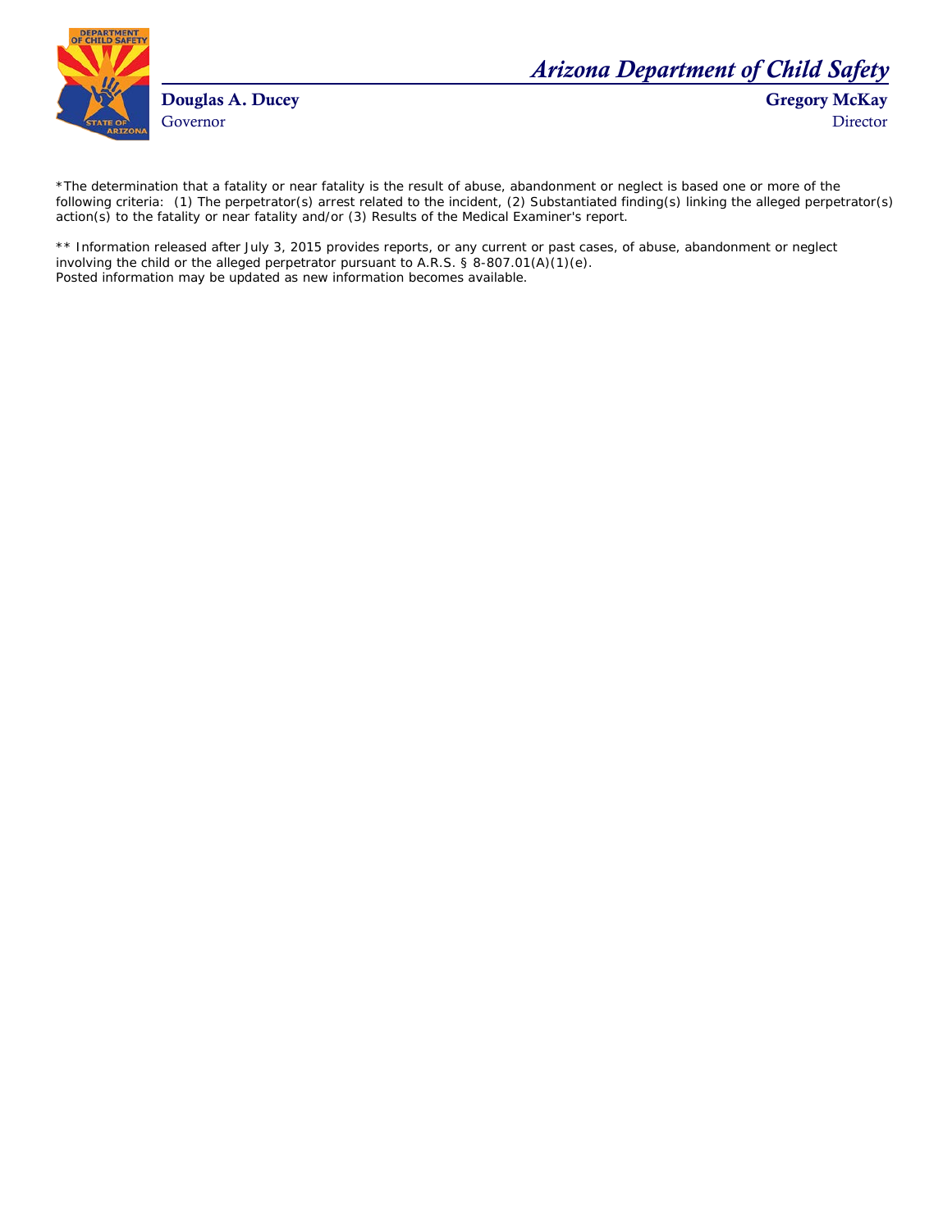*The determination that a fatality or near fatality is the result of abuse, abandonment or neglect is based one or more of the following criteria: (1) The perpetrator(s) arrest related to the incident, (2) Substantiated finding(s) linking the alleged perpetrator(s) action(s) to the fatality or near fatality and/or (3) Results of the Medical Examiner's report.

** Information released after July 3, 2015 provides reports, or any current or past cases, of abuse, abandonment or neglect involving the child or the alleged perpetrator pursuant to A.R.S. § 8-807.01(A)(1)(e).
Posted information may be updated as new information becomes available.